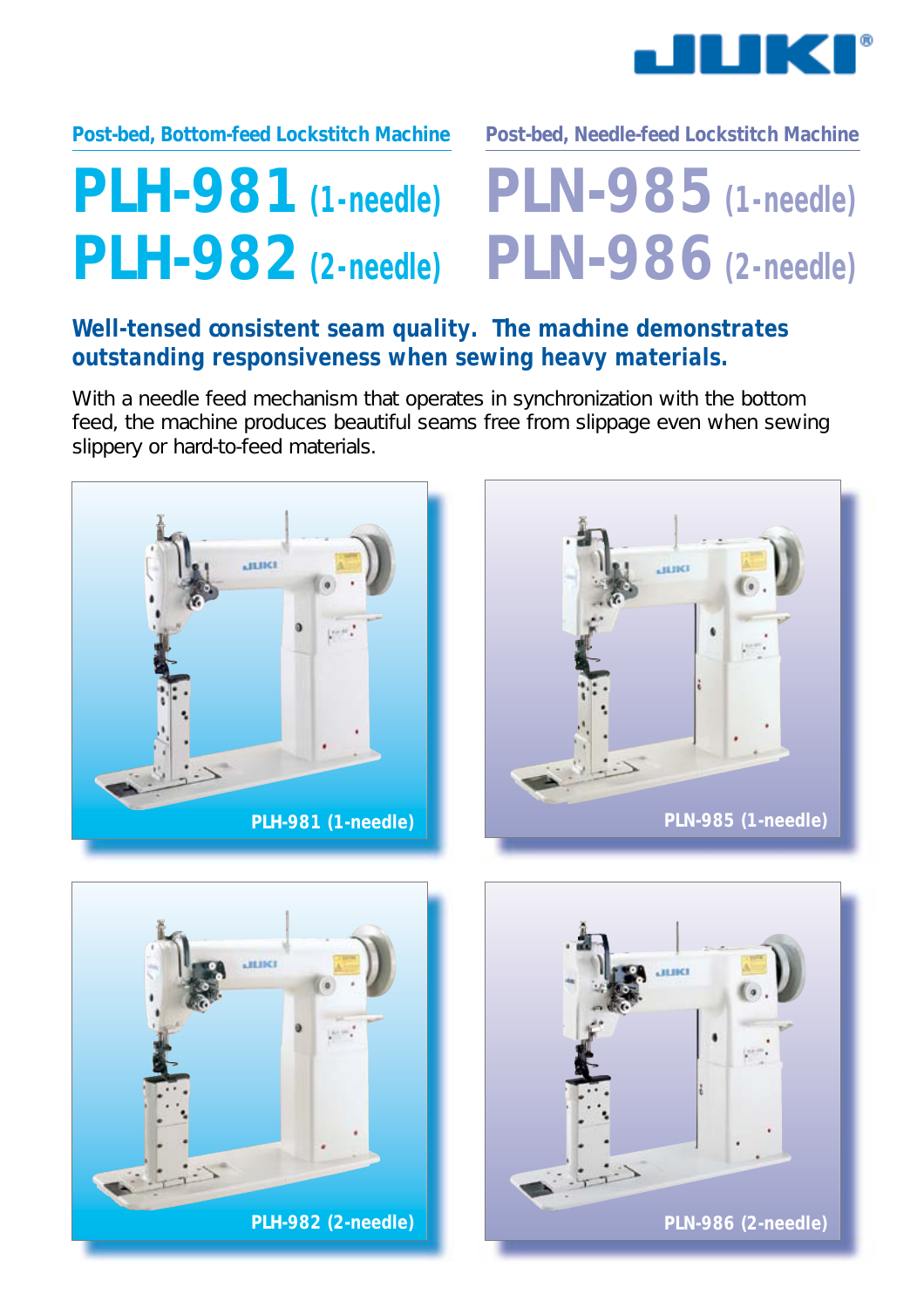## Post-bed, Bottom-feed Lockstitch Machine

# PLH-981 (1-needle)
# PLH-982 (2-needle)

## Post-bed, Needle-feed Lockstitch Machine

# PLN-985 (1-needle)
# PLN-986 (2-needle)

### Well-tensed consistent seam quality. The machine demonstrates outstanding responsiveness when sewing heavy materials.

With a needle feed mechanism that operates in synchronization with the bottom feed, the machine produces beautiful seams free from slippage even when sewing slippery or hard-to-feed materials.

PLH-981 (1-needle)

PLN-985 (1-needle)

PLH-982 (2-needle)

PLN-986 (2-needle)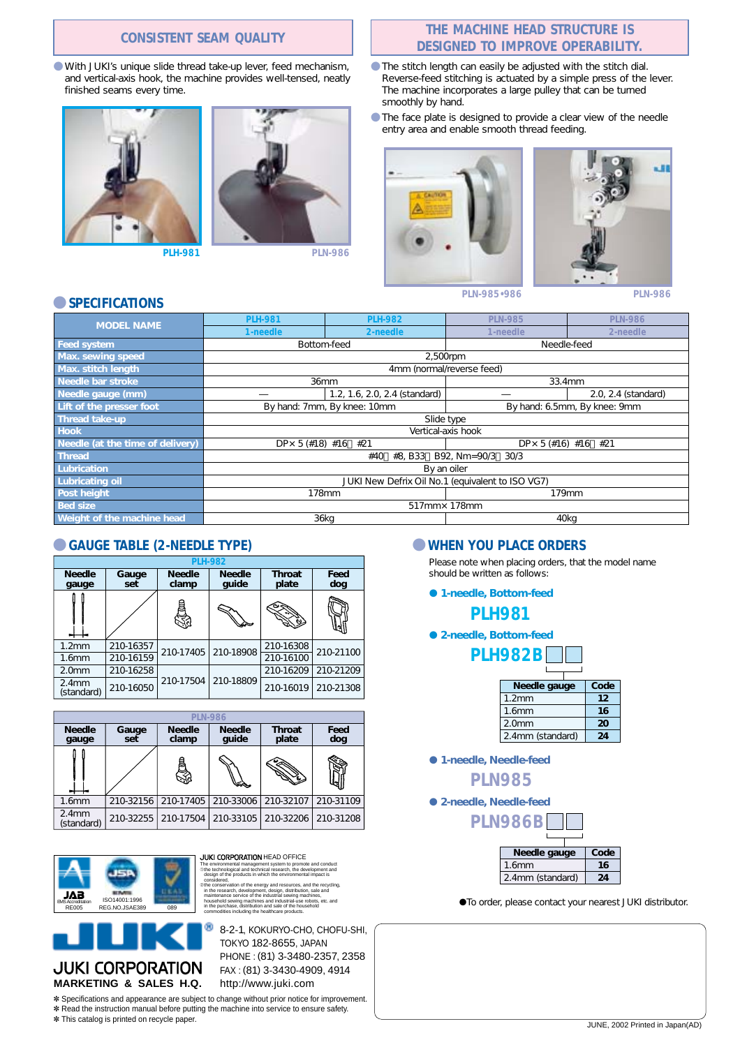## CONSISTENT SEAM QUALITY

- With JUKI's unique slide thread take-up lever, feed mechanism, and vertical-axis hook, the machine provides well-tensed, neatly finished seams every time.

PLH-981

PLN-986

## THE MACHINE HEAD STRUCTURE IS DESIGNED TO IMPROVE OPERABILITY.

- The stitch length can easily be adjusted with the stitch dial. Reverse-feed stitching is actuated by a simple press of the lever. The machine incorporates a large pulley that can be turned smoothly by hand.
- The face plate is designed to provide a clear view of the needle entry area and enable smooth thread feeding.

PLN-985•986

PLN-986

## SPECIFICATIONS

| MODEL NAME | PLH-981 1-needle | PLH-982 2-needle | PLN-985 1-needle | PLN-986 2-needle |
|---|---|---|---|---|
| Feed system | Bottom-feed | | Needle-feed | |
| Max. sewing speed | 2,500rpm | | | |
| Max. stitch length | 4mm (normal/reverse feed) | | | |
| Needle bar stroke | 36mm | | 33.4mm | |
| Needle gauge (mm) | — | 1.2, 1.6, 2.0, 2.4 (standard) | — | 2.0, 2.4 (standard) |
| Lift of the presser foot | By hand: 7mm, By knee: 10mm | | By hand: 6.5mm, By knee: 9mm | |
| Thread take-up | Slide type | | | |
| Hook | Vertical-axis hook | | | |
| Needle (at the time of delivery) | DP×5 (#18) #16～#21 | | DP×5 (#16) #16～#21 | |
| Thread | #40～#8, B33～B92, Nm=90/3～30/3 | | | |
| Lubrication | By an oiler | | | |
| Lubricating oil | JUKI New Defrix Oil No.1 (equivalent to ISO VG7) | | | |
| Post height | 178mm | | 179mm | |
| Bed size | 517mm×178mm | | | |
| Weight of the machine head | 36kg | | 40kg | |

## GAUGE TABLE (2-NEEDLE TYPE)

**PLH-982**

| Needle gauge | Gauge set | Needle clamp | Needle guide | Throat plate | Feed dog |
|---|---|---|---|---|---|
| 1.2mm | 210-16357 | 210-17405 | 210-18908 | 210-16308 | 210-21100 |
| 1.6mm | 210-16159 | 210-17405 | 210-18908 | 210-16100 | 210-21100 |
| 2.0mm | 210-16258 | 210-17504 | 210-18809 | 210-16209 | 210-21209 |
| 2.4mm (standard) | 210-16050 | 210-17504 | 210-18809 | 210-16019 | 210-21308 |

**PLN-986**

| Needle gauge | Gauge set | Needle clamp | Needle guide | Throat plate | Feed dog |
|---|---|---|---|---|---|
| 1.6mm | 210-32156 | 210-17405 | 210-33006 | 210-32107 | 210-31109 |
| 2.4mm (standard) | 210-32255 | 210-17504 | 210-33105 | 210-32206 | 210-31208 |

## WHEN YOU PLACE ORDERS

Please note when placing orders, that the model name should be written as follows:

- **1-needle, Bottom-feed**

**PLH981**

- **2-needle, Bottom-feed**

**PLH982B□□**

| Needle gauge | Code |
|---|---|
| 1.2mm | 12 |
| 1.6mm | 16 |
| 2.0mm | 20 |
| 2.4mm (standard) | 24 |

- **1-needle, Needle-feed**

**PLN985**

- **2-needle, Needle-feed**

**PLN986B□□**

| Needle gauge | Code |
|---|---|
| 1.6mm | 16 |
| 2.4mm (standard) | 24 |

●To order, please contact your nearest JUKI distributor.

JAB EMS Accreditation RE005 ISO14001:1996 REG.NO.JSAE389 089

**JUKI CORPORATION** HEAD OFFICE
The environmental management system to promote and conduct ①the technological and technical research, the development and design of the products in which the environmental impact is considered, ②the conservation of the energy and resources, and the recycling, in the research, development, design, distribution, sale and maintenance service of the industrial sewing machines, household sewing machines and industrial-use robots, etc. and in the purchase, distribution and sale of the household commodities including the healthcare products.

**JUKI CORPORATION**
**MARKETING & SALES H.Q.**

8-2-1, KOKURYO-CHO, CHOFU-SHI, TOKYO 182-8655, JAPAN
PHONE : (81) 3-3480-2357, 2358
FAX : (81) 3-3430-4909, 4914
http://www.juki.com

✻ Specifications and appearance are subject to change without prior notice for improvement.
✻ Read the instruction manual before putting the machine into service to ensure safety.
✻ This catalog is printed on recycle paper.

JUNE, 2002 Printed in Japan(AD)